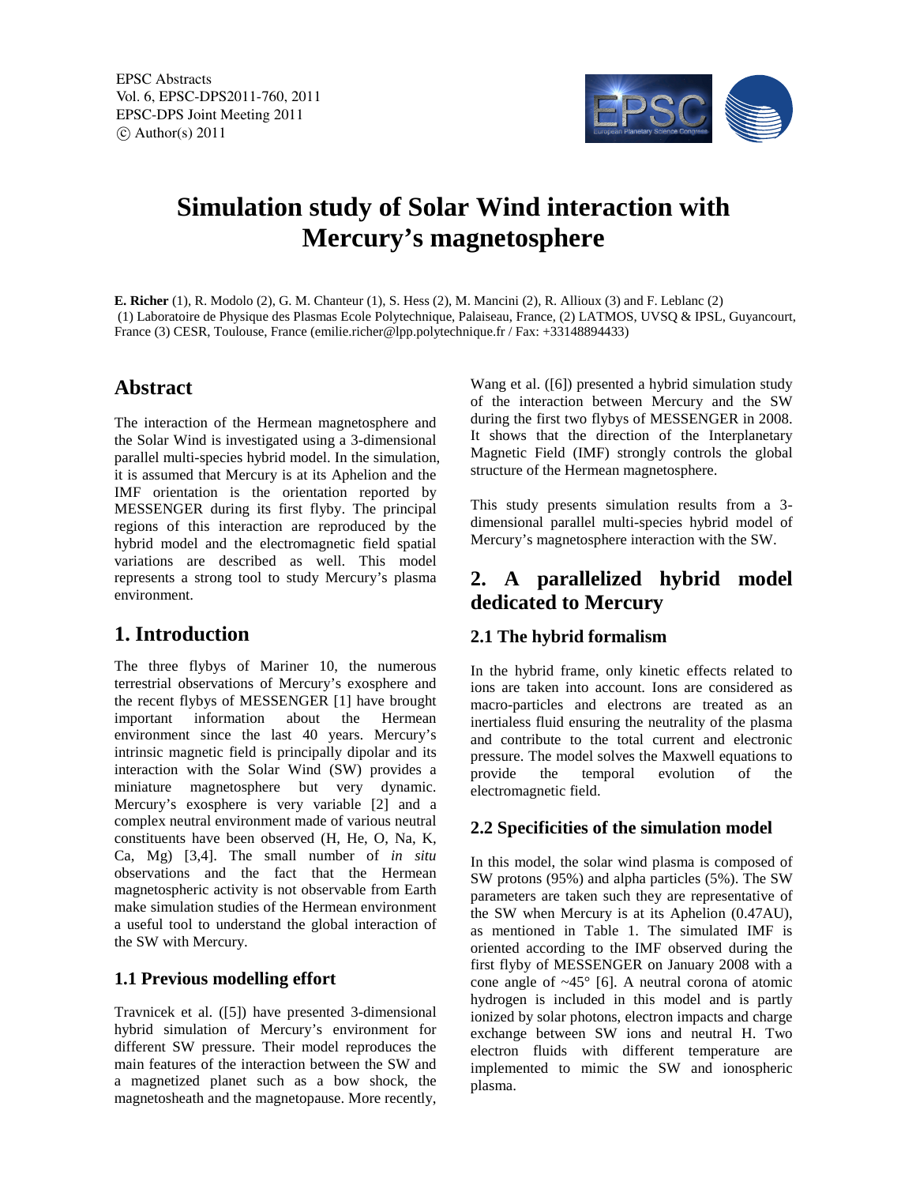# Simulation study of Solar Wind interaction with Mercury's magnetosphere

**E. Richer** (1), R. Modolo (2), G. M. Chanteur (1), S. Hess (2), M. Mancini (2), R. Allioux (3) and F. Leblanc (2)
(1) Laboratoire de Physique des Plasmas Ecole Polytechnique, Palaiseau, France, (2) LATMOS, UVSQ & IPSL, Guyancourt, France (3) CESR, Toulouse, France (emilie.richer@lpp.polytechnique.fr / Fax: +33148894433)

## Abstract

The interaction of the Hermean magnetosphere and the Solar Wind is investigated using a 3-dimensional parallel multi-species hybrid model. In the simulation, it is assumed that Mercury is at its Aphelion and the IMF orientation is the orientation reported by MESSENGER during its first flyby. The principal regions of this interaction are reproduced by the hybrid model and the electromagnetic field spatial variations are described as well. This model represents a strong tool to study Mercury's plasma environment.

## 1. Introduction

The three flybys of Mariner 10, the numerous terrestrial observations of Mercury's exosphere and the recent flybys of MESSENGER [1] have brought important information about the Hermean environment since the last 40 years. Mercury's intrinsic magnetic field is principally dipolar and its interaction with the Solar Wind (SW) provides a miniature magnetosphere but very dynamic. Mercury's exosphere is very variable [2] and a complex neutral environment made of various neutral constituents have been observed (H, He, O, Na, K, Ca, Mg) [3,4]. The small number of *in situ* observations and the fact that the Hermean magnetospheric activity is not observable from Earth make simulation studies of the Hermean environment a useful tool to understand the global interaction of the SW with Mercury.

### 1.1 Previous modelling effort

Travnicek et al. ([5]) have presented 3-dimensional hybrid simulation of Mercury's environment for different SW pressure. Their model reproduces the main features of the interaction between the SW and a magnetized planet such as a bow shock, the magnetosheath and the magnetopause. More recently, Wang et al. ([6]) presented a hybrid simulation study of the interaction between Mercury and the SW during the first two flybys of MESSENGER in 2008. It shows that the direction of the Interplanetary Magnetic Field (IMF) strongly controls the global structure of the Hermean magnetosphere.

This study presents simulation results from a 3-dimensional parallel multi-species hybrid model of Mercury's magnetosphere interaction with the SW.

## 2. A parallelized hybrid model dedicated to Mercury

### 2.1 The hybrid formalism

In the hybrid frame, only kinetic effects related to ions are taken into account. Ions are considered as macro-particles and electrons are treated as an inertialess fluid ensuring the neutrality of the plasma and contribute to the total current and electronic pressure. The model solves the Maxwell equations to provide the temporal evolution of the electromagnetic field.

### 2.2 Specificities of the simulation model

In this model, the solar wind plasma is composed of SW protons (95%) and alpha particles (5%). The SW parameters are taken such they are representative of the SW when Mercury is at its Aphelion (0.47AU), as mentioned in Table 1. The simulated IMF is oriented according to the IMF observed during the first flyby of MESSENGER on January 2008 with a cone angle of ~45° [6]. A neutral corona of atomic hydrogen is included in this model and is partly ionized by solar photons, electron impacts and charge exchange between SW ions and neutral H. Two electron fluids with different temperature are implemented to mimic the SW and ionospheric plasma.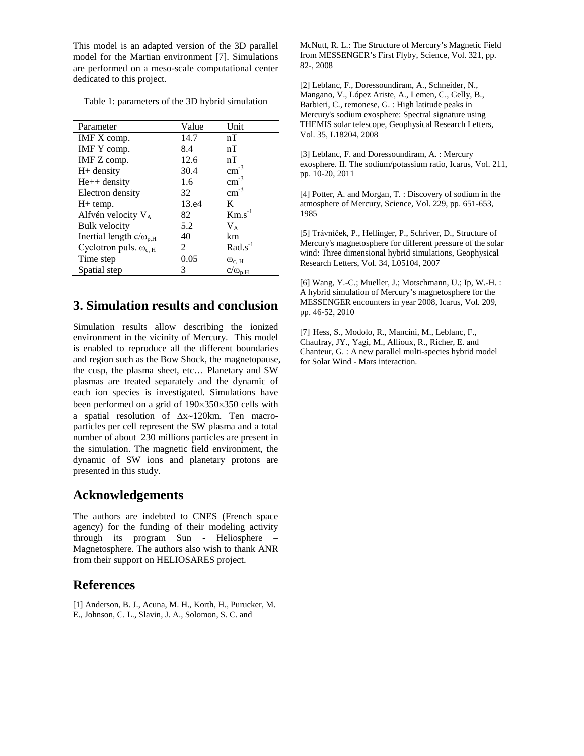This model is an adapted version of the 3D parallel model for the Martian environment [7]. Simulations are performed on a meso-scale computational center dedicated to this project.

Table 1: parameters of the 3D hybrid simulation

| Parameter | Value | Unit |
|---|---|---|
| IMF X comp. | 14.7 | nT |
| IMF Y comp. | 8.4 | nT |
| IMF Z comp. | 12.6 | nT |
| H+ density | 30.4 | $cm^{-3}$ |
| He++ density | 1.6 | $cm^{-3}$ |
| Electron density | 32 | $cm^{-3}$ |
| H+ temp. | 13.e4 | K |
| Alfvén velocity $V_A$ | 82 | $Km.s^{-1}$ |
| Bulk velocity | 5.2 | $V_A$ |
| Inertial length $c/\omega_{p,H}$ | 40 | km |
| Cyclotron puls. $\omega_{c,H}$ | 2 | $Rad.s^{-1}$ |
| Time step | 0.05 | $\omega_{c,H}$ |
| Spatial step | 3 | $c/\omega_{p,H}$ |

## 3. Simulation results and conclusion

Simulation results allow describing the ionized environment in the vicinity of Mercury. This model is enabled to reproduce all the different boundaries and region such as the Bow Shock, the magnetopause, the cusp, the plasma sheet, etc… Planetary and SW plasmas are treated separately and the dynamic of each ion species is investigated. Simulations have been performed on a grid of $190\times350\times350$ cells with a spatial resolution of $\Delta x\sim120$km. Ten macro-particles per cell represent the SW plasma and a total number of about 230 millions particles are present in the simulation. The magnetic field environment, the dynamic of SW ions and planetary protons are presented in this study.

## Acknowledgements

The authors are indebted to CNES (French space agency) for the funding of their modeling activity through its program Sun - Heliosphere – Magnetosphere. The authors also wish to thank ANR from their support on HELIOSARES project.

## References

[1] Anderson, B. J., Acuna, M. H., Korth, H., Purucker, M. E., Johnson, C. L., Slavin, J. A., Solomon, S. C. and McNutt, R. L.: The Structure of Mercury's Magnetic Field from MESSENGER's First Flyby, Science, Vol. 321, pp. 82-, 2008

[2] Leblanc, F., Doressoundiram, A., Schneider, N., Mangano, V., López Ariste, A., Lemen, C., Gelly, B., Barbieri, C., remonese, G. : High latitude peaks in Mercury's sodium exosphere: Spectral signature using THEMIS solar telescope, Geophysical Research Letters, Vol. 35, L18204, 2008

[3] Leblanc, F. and Doressoundiram, A. : Mercury exosphere. II. The sodium/potassium ratio, Icarus, Vol. 211, pp. 10-20, 2011

[4] Potter, A. and Morgan, T. : Discovery of sodium in the atmosphere of Mercury, Science, Vol. 229, pp. 651-653, 1985

[5] Trávníček, P., Hellinger, P., Schriver, D., Structure of Mercury's magnetosphere for different pressure of the solar wind: Three dimensional hybrid simulations, Geophysical Research Letters, Vol. 34, L05104, 2007

[6] Wang, Y.-C.; Mueller, J.; Motschmann, U.; Ip, W.-H. : A hybrid simulation of Mercury's magnetosphere for the MESSENGER encounters in year 2008, Icarus, Vol. 209, pp. 46-52, 2010

[7] Hess, S., Modolo, R., Mancini, M., Leblanc, F., Chaufray, JY., Yagi, M., Allioux, R., Richer, E. and Chanteur, G. : A new parallel multi-species hybrid model for Solar Wind - Mars interaction.